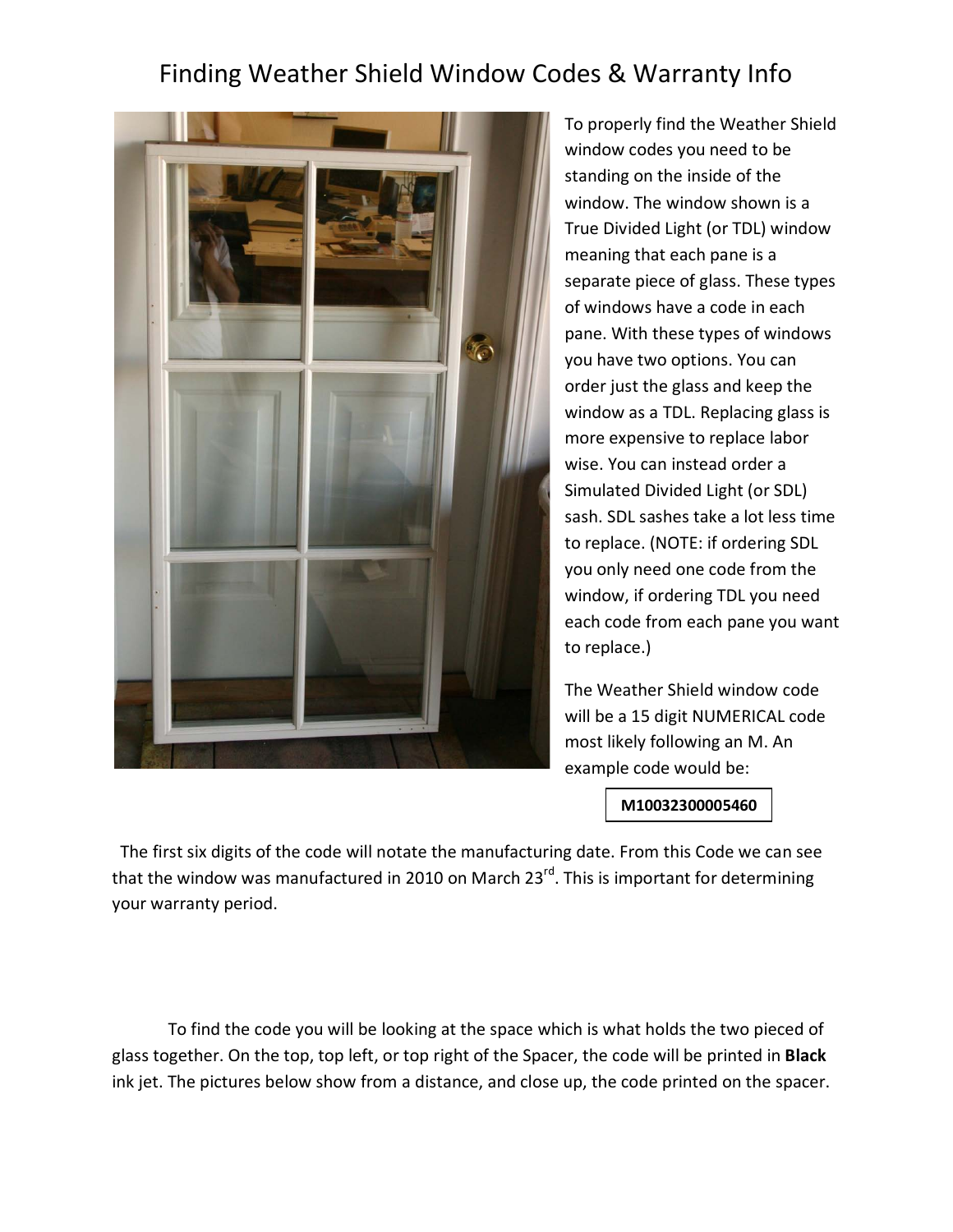# Finding Weather Shield Window Codes & Warranty Info

To properly find the Weather Shield window codes you need to be standing on the inside of the window. The window shown is a True Divided Light (or TDL) window meaning that each pane is a separate piece of glass. These types of windows have a code in each pane. With these types of windows you have two options. You can order just the glass and keep the window as a TDL. Replacing glass is more expensive to replace labor wise. You can instead order a Simulated Divided Light (or SDL) sash. SDL sashes take a lot less time to replace. (NOTE: if ordering SDL you only need one code from the window, if ordering TDL you need each code from each pane you want to replace.)

The Weather Shield window code will be a 15 digit NUMERICAL code most likely following an M. An example code would be:

**M10032300005460**

The first six digits of the code will notate the manufacturing date. From this Code we can see that the window was manufactured in 2010 on March 23rd. This is important for determining your warranty period.

To find the code you will be looking at the space which is what holds the two pieced of glass together. On the top, top left, or top right of the Spacer, the code will be printed in **Black** ink jet. The pictures below show from a distance, and close up, the code printed on the spacer.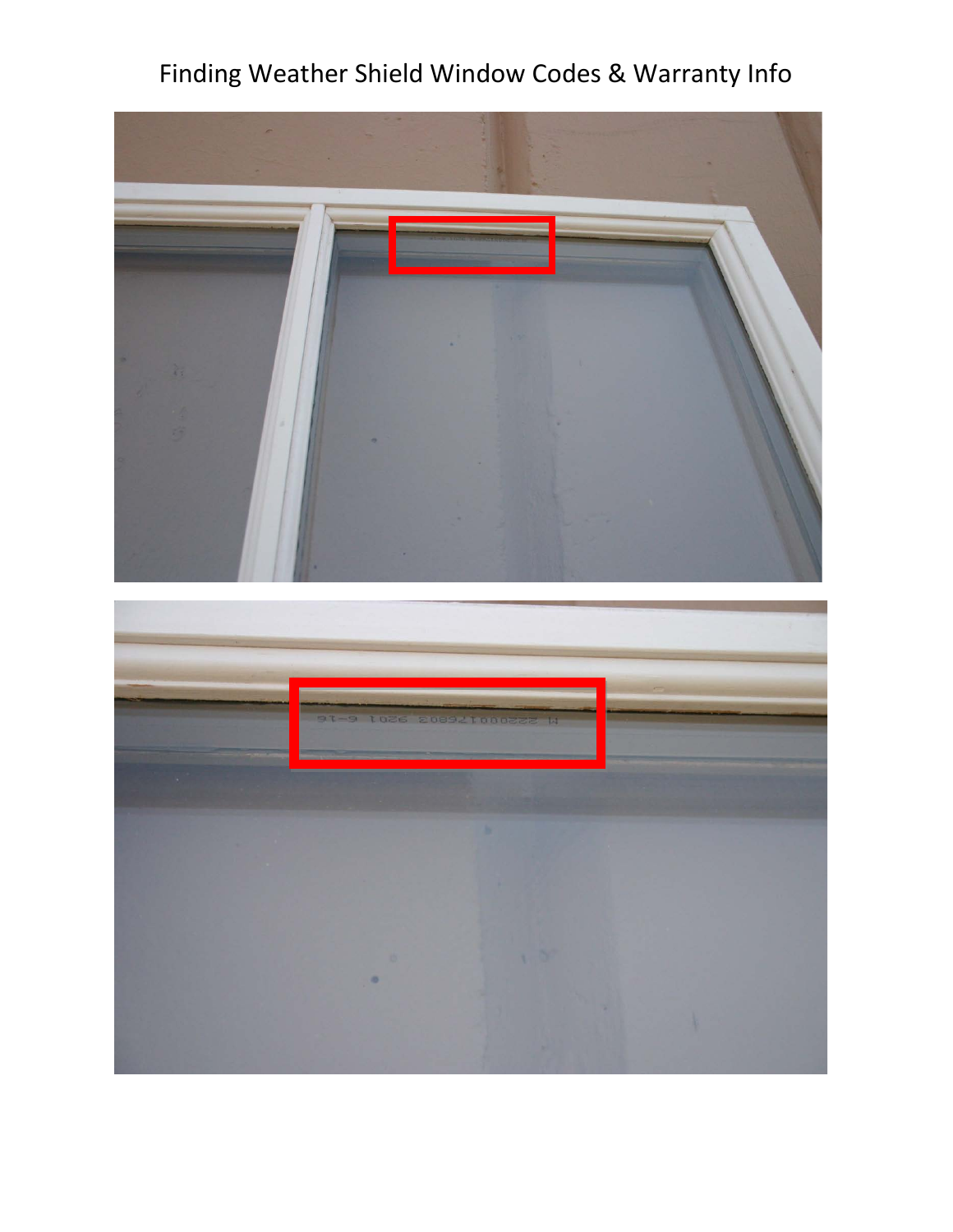# Finding Weather Shield Window Codes & Warranty Info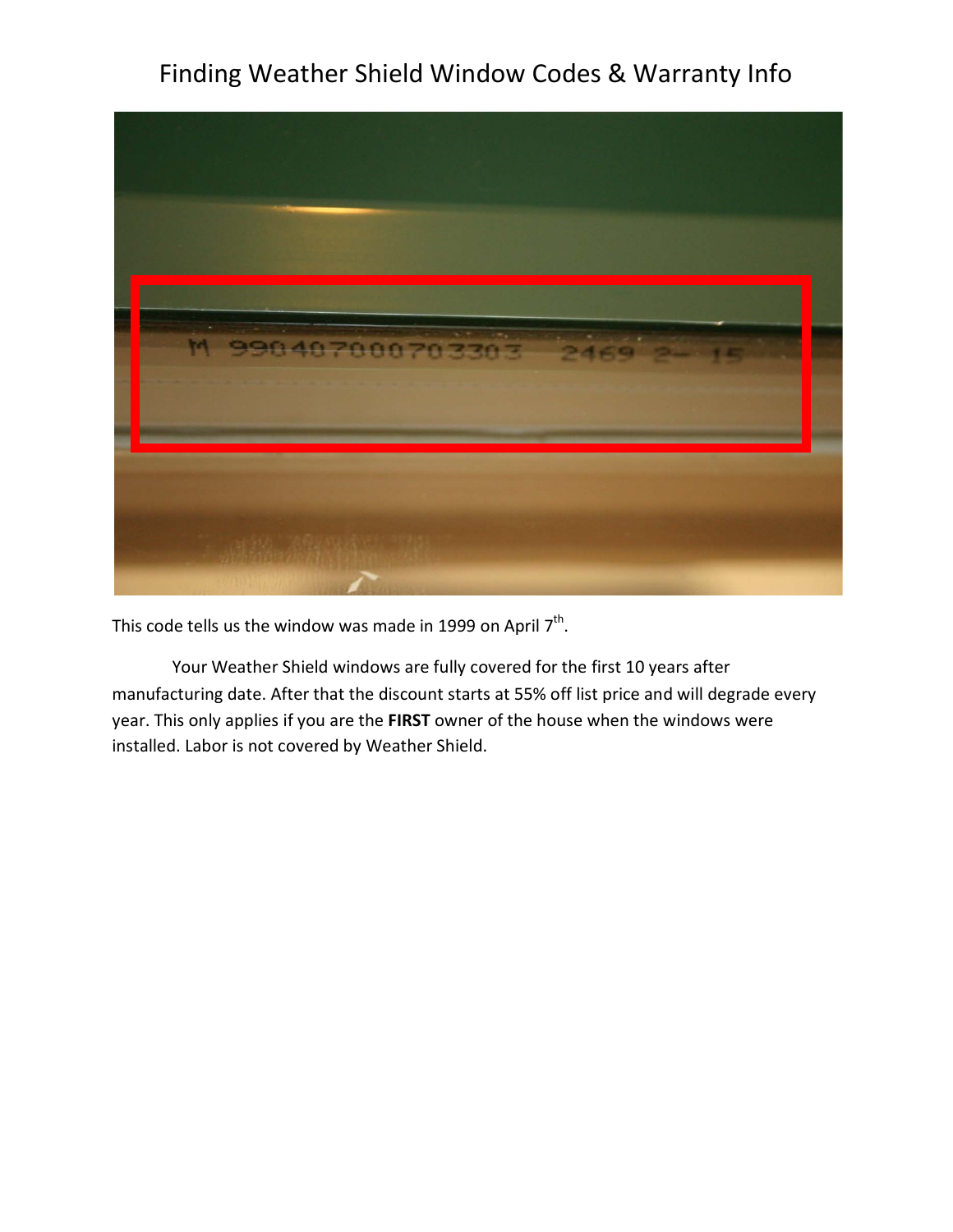# Finding Weather Shield Window Codes & Warranty Info

M 990407000703303 2469 2- 15

This code tells us the window was made in 1999 on April 7th.

Your Weather Shield windows are fully covered for the first 10 years after manufacturing date. After that the discount starts at 55% off list price and will degrade every year. This only applies if you are the **FIRST** owner of the house when the windows were installed. Labor is not covered by Weather Shield.